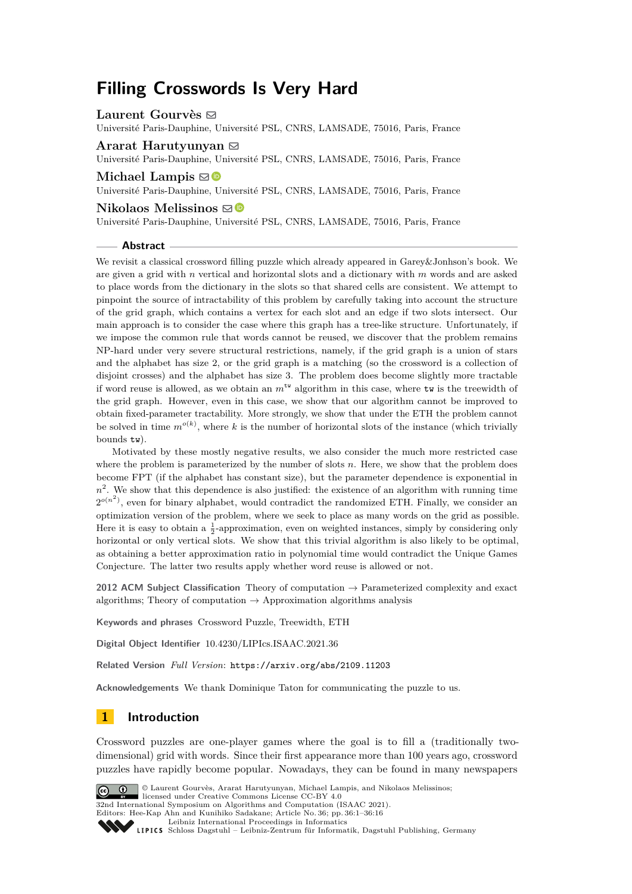# Filling Crosswords Is Very Hard

**Laurent Gourvès**
Université Paris-Dauphine, Université PSL, CNRS, LAMSADE, 75016, Paris, France

**Ararat Harutyunyan**
Université Paris-Dauphine, Université PSL, CNRS, LAMSADE, 75016, Paris, France

**Michael Lampis**
Université Paris-Dauphine, Université PSL, CNRS, LAMSADE, 75016, Paris, France

**Nikolaos Melissinos**
Université Paris-Dauphine, Université PSL, CNRS, LAMSADE, 75016, Paris, France

## Abstract

We revisit a classical crossword filling puzzle which already appeared in Garey&Jonhson's book. We are given a grid with $n$ vertical and horizontal slots and a dictionary with $m$ words and are asked to place words from the dictionary in the slots so that shared cells are consistent. We attempt to pinpoint the source of intractability of this problem by carefully taking into account the structure of the grid graph, which contains a vertex for each slot and an edge if two slots intersect. Our main approach is to consider the case where this graph has a tree-like structure. Unfortunately, if we impose the common rule that words cannot be reused, we discover that the problem remains NP-hard under very severe structural restrictions, namely, if the grid graph is a union of stars and the alphabet has size 2, or the grid graph is a matching (so the crossword is a collection of disjoint crosses) and the alphabet has size 3. The problem does become slightly more tractable if word reuse is allowed, as we obtain an $m^{\mathtt{tw}}$ algorithm in this case, where $\mathtt{tw}$ is the treewidth of the grid graph. However, even in this case, we show that our algorithm cannot be improved to obtain fixed-parameter tractability. More strongly, we show that under the ETH the problem cannot be solved in time $m^{o(k)}$, where $k$ is the number of horizontal slots of the instance (which trivially bounds $\mathtt{tw}$).

Motivated by these mostly negative results, we also consider the much more restricted case where the problem is parameterized by the number of slots $n$. Here, we show that the problem does become FPT (if the alphabet has constant size), but the parameter dependence is exponential in $n^2$. We show that this dependence is also justified: the existence of an algorithm with running time $2^{o(n^2)}$, even for binary alphabet, would contradict the randomized ETH. Finally, we consider an optimization version of the problem, where we seek to place as many words on the grid as possible. Here it is easy to obtain a $\frac{1}{2}$-approximation, even on weighted instances, simply by considering only horizontal or only vertical slots. We show that this trivial algorithm is also likely to be optimal, as obtaining a better approximation ratio in polynomial time would contradict the Unique Games Conjecture. The latter two results apply whether word reuse is allowed or not.

**2012 ACM Subject Classification** Theory of computation → Parameterized complexity and exact algorithms; Theory of computation → Approximation algorithms analysis

**Keywords and phrases** Crossword Puzzle, Treewidth, ETH

**Digital Object Identifier** 10.4230/LIPIcs.ISAAC.2021.36

**Related Version** *Full Version*: https://arxiv.org/abs/2109.11203

**Acknowledgements** We thank Dominique Taton for communicating the puzzle to us.

## 1 Introduction

Crossword puzzles are one-player games where the goal is to fill a (traditionally two-dimensional) grid with words. Since their first appearance more than 100 years ago, crossword puzzles have rapidly become popular. Nowadays, they can be found in many newspapers

© Laurent Gourvès, Ararat Harutyunyan, Michael Lampis, and Nikolaos Melissinos; licensed under Creative Commons License CC-BY 4.0
32nd International Symposium on Algorithms and Computation (ISAAC 2021).
Editors: Hee-Kap Ahn and Kunihiko Sadakane; Article No. 36; pp. 36:1–36:16
Leibniz International Proceedings in Informatics
Schloss Dagstuhl – Leibniz-Zentrum für Informatik, Dagstuhl Publishing, Germany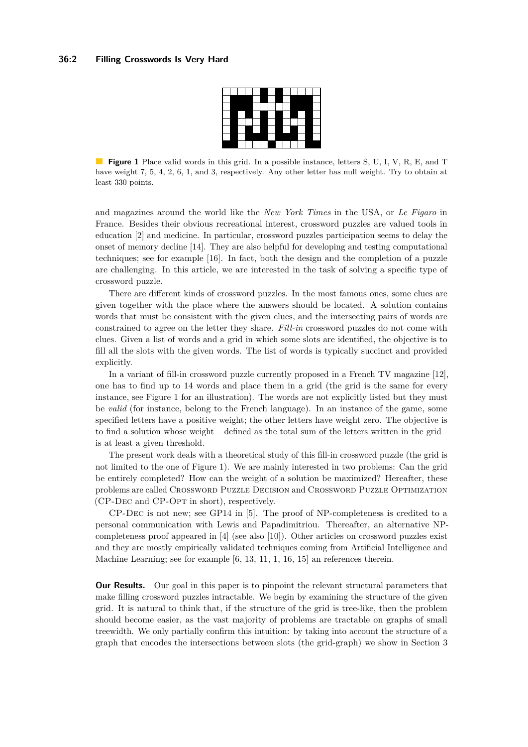**Figure 1** Place valid words in this grid. In a possible instance, letters S, U, I, V, R, E, and T have weight 7, 5, 4, 2, 6, 1, and 3, respectively. Any other letter has null weight. Try to obtain at least 330 points.

and magazines around the world like the *New York Times* in the USA, or *Le Figaro* in France. Besides their obvious recreational interest, crossword puzzles are valued tools in education [2] and medicine. In particular, crossword puzzles participation seems to delay the onset of memory decline [14]. They are also helpful for developing and testing computational techniques; see for example [16]. In fact, both the design and the completion of a puzzle are challenging. In this article, we are interested in the task of solving a specific type of crossword puzzle.

There are different kinds of crossword puzzles. In the most famous ones, some clues are given together with the place where the answers should be located. A solution contains words that must be consistent with the given clues, and the intersecting pairs of words are constrained to agree on the letter they share. *Fill-in* crossword puzzles do not come with clues. Given a list of words and a grid in which some slots are identified, the objective is to fill all the slots with the given words. The list of words is typically succinct and provided explicitly.

In a variant of fill-in crossword puzzle currently proposed in a French TV magazine [12], one has to find up to 14 words and place them in a grid (the grid is the same for every instance, see Figure 1 for an illustration). The words are not explicitly listed but they must be *valid* (for instance, belong to the French language). In an instance of the game, some specified letters have a positive weight; the other letters have weight zero. The objective is to find a solution whose weight – defined as the total sum of the letters written in the grid – is at least a given threshold.

The present work deals with a theoretical study of this fill-in crossword puzzle (the grid is not limited to the one of Figure 1). We are mainly interested in two problems: Can the grid be entirely completed? How can the weight of a solution be maximized? Hereafter, these problems are called CROSSWORD PUZZLE DECISION and CROSSWORD PUZZLE OPTIMIZATION (CP-DEC and CP-OPT in short), respectively.

CP-DEC is not new; see GP14 in [5]. The proof of NP-completeness is credited to a personal communication with Lewis and Papadimitriou. Thereafter, an alternative NP-completeness proof appeared in [4] (see also [10]). Other articles on crossword puzzles exist and they are mostly empirically validated techniques coming from Artificial Intelligence and Machine Learning; see for example [6, 13, 11, 1, 16, 15] an references therein.

**Our Results.** Our goal in this paper is to pinpoint the relevant structural parameters that make filling crossword puzzles intractable. We begin by examining the structure of the given grid. It is natural to think that, if the structure of the grid is tree-like, then the problem should become easier, as the vast majority of problems are tractable on graphs of small treewidth. We only partially confirm this intuition: by taking into account the structure of a graph that encodes the intersections between slots (the grid-graph) we show in Section 3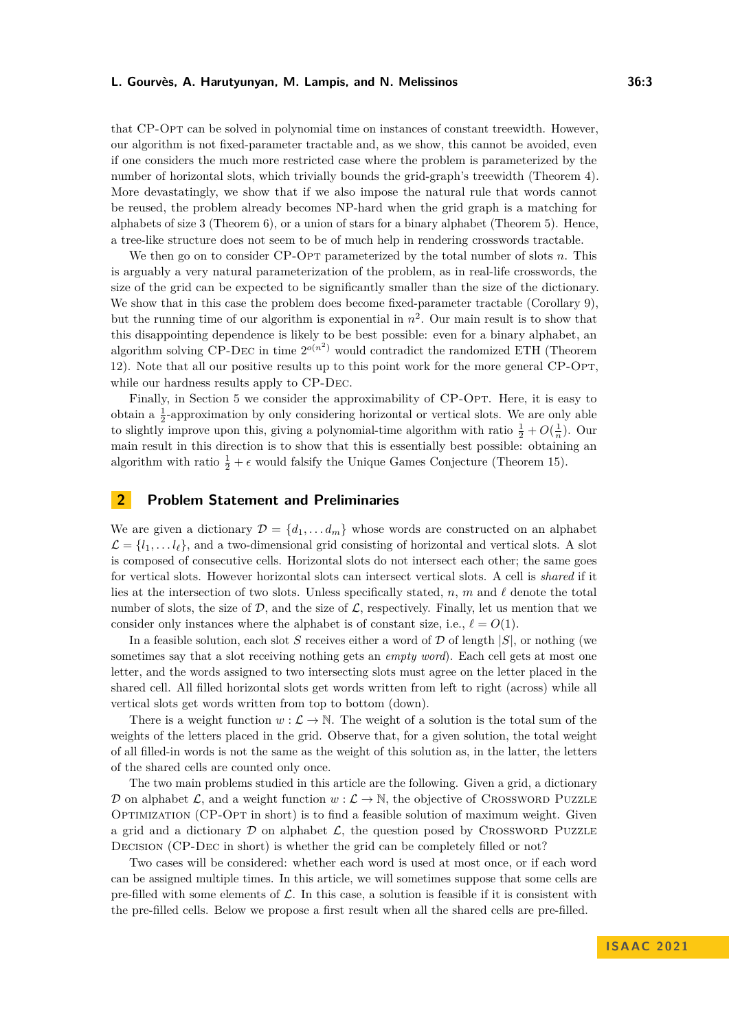that CP-Opt can be solved in polynomial time on instances of constant treewidth. However, our algorithm is not fixed-parameter tractable and, as we show, this cannot be avoided, even if one considers the much more restricted case where the problem is parameterized by the number of horizontal slots, which trivially bounds the grid-graph's treewidth (Theorem 4). More devastatingly, we show that if we also impose the natural rule that words cannot be reused, the problem already becomes NP-hard when the grid graph is a matching for alphabets of size 3 (Theorem 6), or a union of stars for a binary alphabet (Theorem 5). Hence, a tree-like structure does not seem to be of much help in rendering crosswords tractable.

We then go on to consider CP-Opt parameterized by the total number of slots $n$. This is arguably a very natural parameterization of the problem, as in real-life crosswords, the size of the grid can be expected to be significantly smaller than the size of the dictionary. We show that in this case the problem does become fixed-parameter tractable (Corollary 9), but the running time of our algorithm is exponential in $n^2$. Our main result is to show that this disappointing dependence is likely to be best possible: even for a binary alphabet, an algorithm solving CP-Dec in time $2^{o(n^2)}$ would contradict the randomized ETH (Theorem 12). Note that all our positive results up to this point work for the more general CP-Opt, while our hardness results apply to CP-Dec.

Finally, in Section 5 we consider the approximability of CP-Opt. Here, it is easy to obtain a $\frac{1}{2}$-approximation by only considering horizontal or vertical slots. We are only able to slightly improve upon this, giving a polynomial-time algorithm with ratio $\frac{1}{2} + O(\frac{1}{n})$. Our main result in this direction is to show that this is essentially best possible: obtaining an algorithm with ratio $\frac{1}{2} + \epsilon$ would falsify the Unique Games Conjecture (Theorem 15).

## 2 Problem Statement and Preliminaries

We are given a dictionary $\mathcal{D} = \{d_1, \ldots d_m\}$ whose words are constructed on an alphabet $\mathcal{L} = \{l_1, \ldots l_\ell\}$, and a two-dimensional grid consisting of horizontal and vertical slots. A slot is composed of consecutive cells. Horizontal slots do not intersect each other; the same goes for vertical slots. However horizontal slots can intersect vertical slots. A cell is *shared* if it lies at the intersection of two slots. Unless specifically stated, $n$, $m$ and $\ell$ denote the total number of slots, the size of $\mathcal{D}$, and the size of $\mathcal{L}$, respectively. Finally, let us mention that we consider only instances where the alphabet is of constant size, i.e., $\ell = O(1)$.

In a feasible solution, each slot $S$ receives either a word of $\mathcal{D}$ of length $|S|$, or nothing (we sometimes say that a slot receiving nothing gets an *empty word*). Each cell gets at most one letter, and the words assigned to two intersecting slots must agree on the letter placed in the shared cell. All filled horizontal slots get words written from left to right (across) while all vertical slots get words written from top to bottom (down).

There is a weight function $w : \mathcal{L} \to \mathbb{N}$. The weight of a solution is the total sum of the weights of the letters placed in the grid. Observe that, for a given solution, the total weight of all filled-in words is not the same as the weight of this solution as, in the latter, the letters of the shared cells are counted only once.

The two main problems studied in this article are the following. Given a grid, a dictionary $\mathcal{D}$ on alphabet $\mathcal{L}$, and a weight function $w : \mathcal{L} \to \mathbb{N}$, the objective of Crossword Puzzle Optimization (CP-Opt in short) is to find a feasible solution of maximum weight. Given a grid and a dictionary $\mathcal{D}$ on alphabet $\mathcal{L}$, the question posed by Crossword Puzzle Decision (CP-Dec in short) is whether the grid can be completely filled or not?

Two cases will be considered: whether each word is used at most once, or if each word can be assigned multiple times. In this article, we will sometimes suppose that some cells are pre-filled with some elements of $\mathcal{L}$. In this case, a solution is feasible if it is consistent with the pre-filled cells. Below we propose a first result when all the shared cells are pre-filled.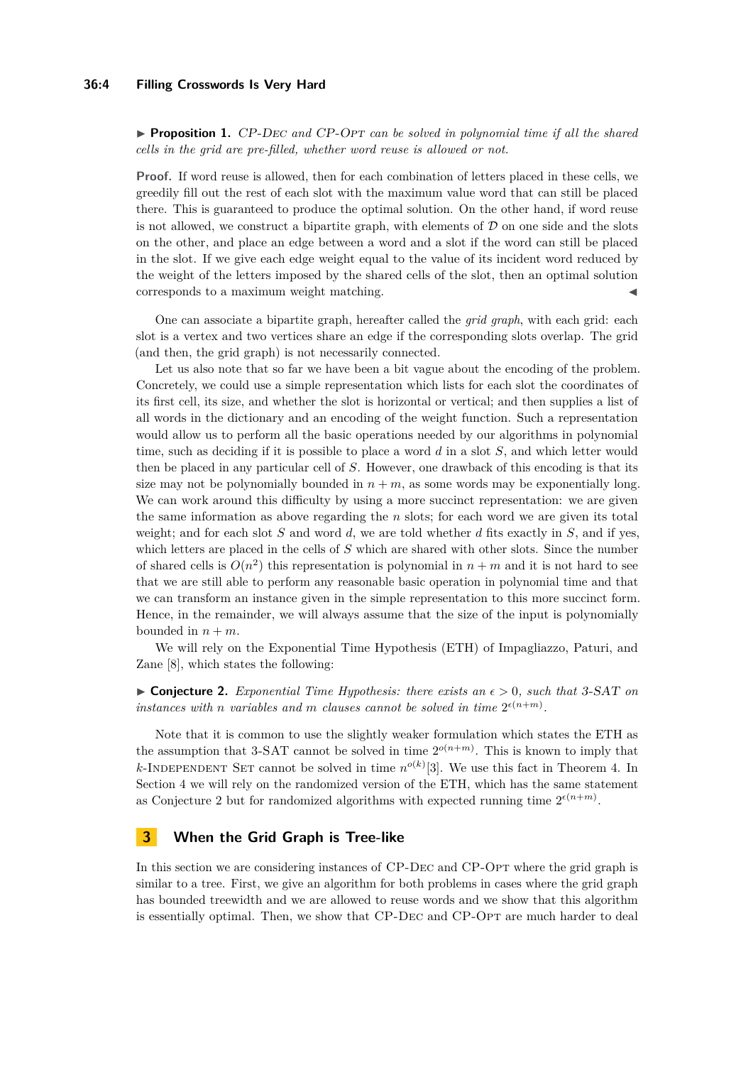▶ **Proposition 1.** *CP-Dec and CP-Opt can be solved in polynomial time if all the shared cells in the grid are pre-filled, whether word reuse is allowed or not.*

**Proof.** If word reuse is allowed, then for each combination of letters placed in these cells, we greedily fill out the rest of each slot with the maximum value word that can still be placed there. This is guaranteed to produce the optimal solution. On the other hand, if word reuse is not allowed, we construct a bipartite graph, with elements of $\mathcal{D}$ on one side and the slots on the other, and place an edge between a word and a slot if the word can still be placed in the slot. If we give each edge weight equal to the value of its incident word reduced by the weight of the letters imposed by the shared cells of the slot, then an optimal solution corresponds to a maximum weight matching. ◀

One can associate a bipartite graph, hereafter called the *grid graph*, with each grid: each slot is a vertex and two vertices share an edge if the corresponding slots overlap. The grid (and then, the grid graph) is not necessarily connected.

Let us also note that so far we have been a bit vague about the encoding of the problem. Concretely, we could use a simple representation which lists for each slot the coordinates of its first cell, its size, and whether the slot is horizontal or vertical; and then supplies a list of all words in the dictionary and an encoding of the weight function. Such a representation would allow us to perform all the basic operations needed by our algorithms in polynomial time, such as deciding if it is possible to place a word $d$ in a slot $S$, and which letter would then be placed in any particular cell of $S$. However, one drawback of this encoding is that its size may not be polynomially bounded in $n+m$, as some words may be exponentially long. We can work around this difficulty by using a more succinct representation: we are given the same information as above regarding the $n$ slots; for each word we are given its total weight; and for each slot $S$ and word $d$, we are told whether $d$ fits exactly in $S$, and if yes, which letters are placed in the cells of $S$ which are shared with other slots. Since the number of shared cells is $O(n^2)$ this representation is polynomial in $n+m$ and it is not hard to see that we are still able to perform any reasonable basic operation in polynomial time and that we can transform an instance given in the simple representation to this more succinct form. Hence, in the remainder, we will always assume that the size of the input is polynomially bounded in $n+m$.

We will rely on the Exponential Time Hypothesis (ETH) of Impagliazzo, Paturi, and Zane [8], which states the following:

▶ **Conjecture 2.** *Exponential Time Hypothesis: there exists an $\epsilon > 0$, such that 3-SAT on instances with $n$ variables and $m$ clauses cannot be solved in time $2^{\epsilon(n+m)}$.*

Note that it is common to use the slightly weaker formulation which states the ETH as the assumption that 3-SAT cannot be solved in time $2^{o(n+m)}$. This is known to imply that $k$-Independent Set cannot be solved in time $n^{o(k)}$[3]. We use this fact in Theorem 4. In Section 4 we will rely on the randomized version of the ETH, which has the same statement as Conjecture 2 but for randomized algorithms with expected running time $2^{\epsilon(n+m)}$.

## 3 When the Grid Graph is Tree-like

In this section we are considering instances of CP-Dec and CP-Opt where the grid graph is similar to a tree. First, we give an algorithm for both problems in cases where the grid graph has bounded treewidth and we are allowed to reuse words and we show that this algorithm is essentially optimal. Then, we show that CP-Dec and CP-Opt are much harder to deal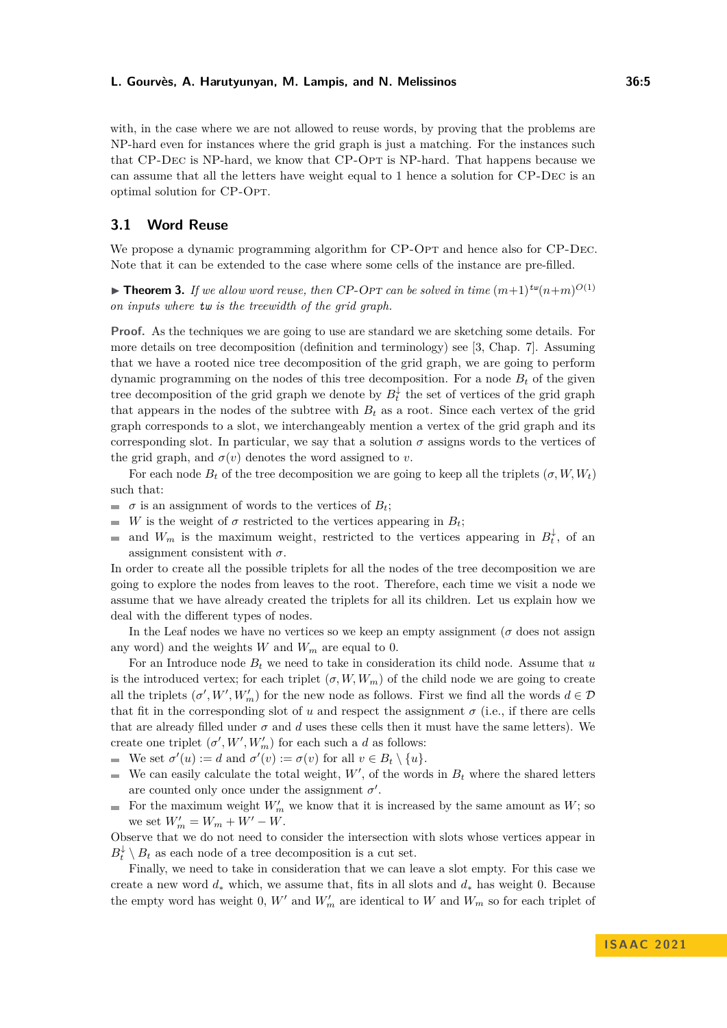with, in the case where we are not allowed to reuse words, by proving that the problems are NP-hard even for instances where the grid graph is just a matching. For the instances such that CP-Dec is NP-hard, we know that CP-Opt is NP-hard. That happens because we can assume that all the letters have weight equal to 1 hence a solution for CP-Dec is an optimal solution for CP-Opt.

## 3.1 Word Reuse

We propose a dynamic programming algorithm for CP-Opt and hence also for CP-Dec. Note that it can be extended to the case where some cells of the instance are pre-filled.

▶ **Theorem 3.** *If we allow word reuse, then CP-Opt can be solved in time $(m+1)^{tw}(n+m)^{O(1)}$ on inputs where $tw$ is the treewidth of the grid graph.*

**Proof.** As the techniques we are going to use are standard we are sketching some details. For more details on tree decomposition (definition and terminology) see [3, Chap. 7]. Assuming that we have a rooted nice tree decomposition of the grid graph, we are going to perform dynamic programming on the nodes of this tree decomposition. For a node $B_t$ of the given tree decomposition of the grid graph we denote by $B_t^{\downarrow}$ the set of vertices of the grid graph that appears in the nodes of the subtree with $B_t$ as a root. Since each vertex of the grid graph corresponds to a slot, we interchangeably mention a vertex of the grid graph and its corresponding slot. In particular, we say that a solution $\sigma$ assigns words to the vertices of the grid graph, and $\sigma(v)$ denotes the word assigned to $v$.

For each node $B_t$ of the tree decomposition we are going to keep all the triplets $(\sigma, W, W_t)$ such that:

- $\sigma$ is an assignment of words to the vertices of $B_t$;
- $W$ is the weight of $\sigma$ restricted to the vertices appearing in $B_t$;
- and $W_m$ is the maximum weight, restricted to the vertices appearing in $B_t^{\downarrow}$, of an assignment consistent with $\sigma$.

In order to create all the possible triplets for all the nodes of the tree decomposition we are going to explore the nodes from leaves to the root. Therefore, each time we visit a node we assume that we have already created the triplets for all its children. Let us explain how we deal with the different types of nodes.

In the Leaf nodes we have no vertices so we keep an empty assignment ($\sigma$ does not assign any word) and the weights $W$ and $W_m$ are equal to 0.

For an Introduce node $B_t$ we need to take in consideration its child node. Assume that $u$ is the introduced vertex; for each triplet $(\sigma, W, W_m)$ of the child node we are going to create all the triplets $(\sigma', W', W'_m)$ for the new node as follows. First we find all the words $d \in \mathcal{D}$ that fit in the corresponding slot of $u$ and respect the assignment $\sigma$ (i.e., if there are cells that are already filled under $\sigma$ and $d$ uses these cells then it must have the same letters). We create one triplet $(\sigma', W', W'_m)$ for each such a $d$ as follows:

- We set $\sigma'(u) := d$ and $\sigma'(v) := \sigma(v)$ for all $v \in B_t \setminus \{u\}$.
- We can easily calculate the total weight, $W'$, of the words in $B_t$ where the shared letters are counted only once under the assignment $\sigma'$.
- For the maximum weight $W'_m$ we know that it is increased by the same amount as $W$; so we set $W'_m = W_m + W' - W$.

Observe that we do not need to consider the intersection with slots whose vertices appear in $B_t^{\downarrow} \setminus B_t$ as each node of a tree decomposition is a cut set.

Finally, we need to take in consideration that we can leave a slot empty. For this case we create a new word $d_*$ which, we assume that, fits in all slots and $d_*$ has weight 0. Because the empty word has weight 0, $W'$ and $W'_m$ are identical to $W$ and $W_m$ so for each triplet of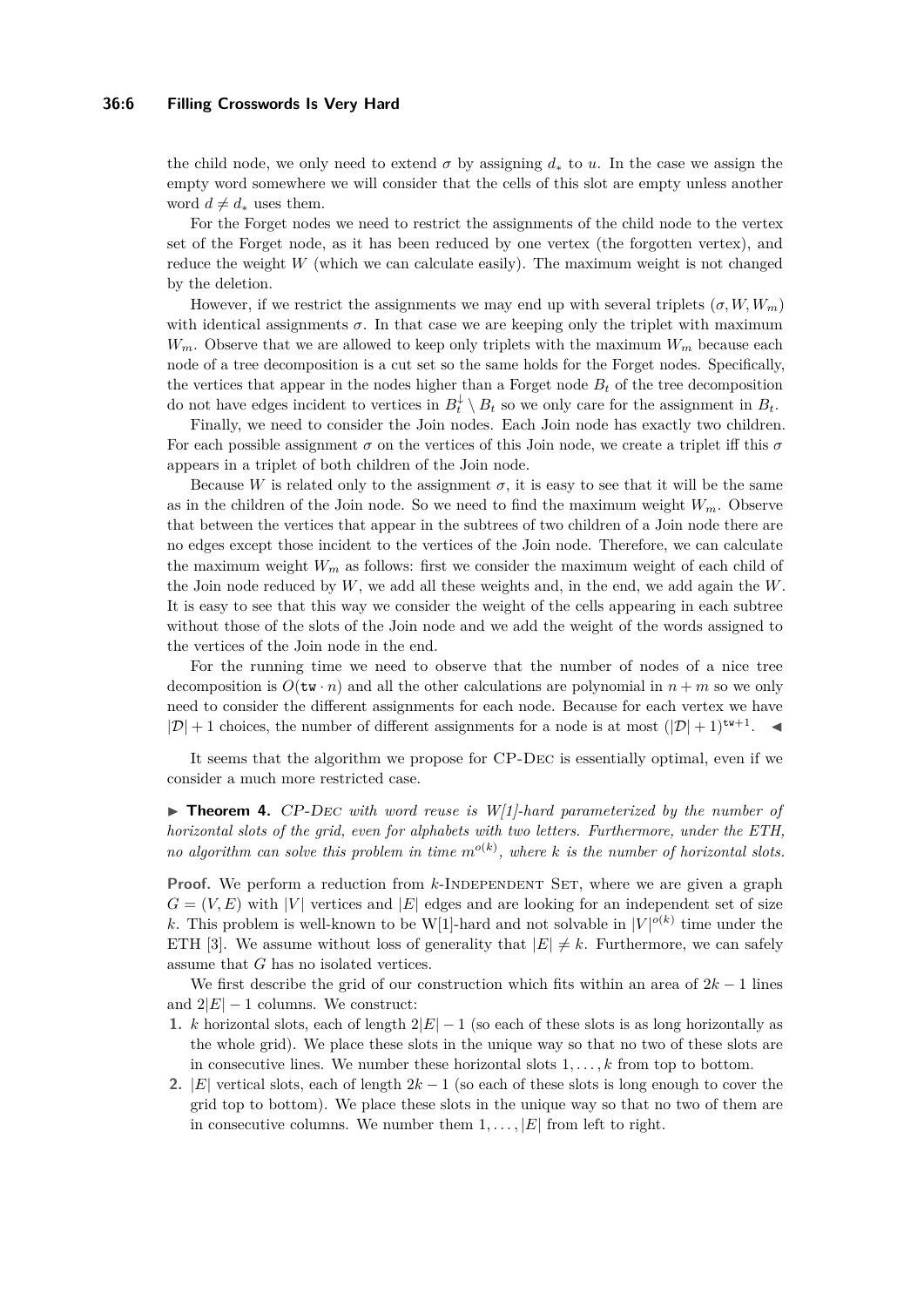the child node, we only need to extend $\sigma$ by assigning $d_*$ to $u$. In the case we assign the empty word somewhere we will consider that the cells of this slot are empty unless another word $d \neq d_*$ uses them.

For the Forget nodes we need to restrict the assignments of the child node to the vertex set of the Forget node, as it has been reduced by one vertex (the forgotten vertex), and reduce the weight $W$ (which we can calculate easily). The maximum weight is not changed by the deletion.

However, if we restrict the assignments we may end up with several triplets $(\sigma, W, W_m)$ with identical assignments $\sigma$. In that case we are keeping only the triplet with maximum $W_m$. Observe that we are allowed to keep only triplets with the maximum $W_m$ because each node of a tree decomposition is a cut set so the same holds for the Forget nodes. Specifically, the vertices that appear in the nodes higher than a Forget node $B_t$ of the tree decomposition do not have edges incident to vertices in $B_t^{\downarrow} \setminus B_t$ so we only care for the assignment in $B_t$.

Finally, we need to consider the Join nodes. Each Join node has exactly two children. For each possible assignment $\sigma$ on the vertices of this Join node, we create a triplet iff this $\sigma$ appears in a triplet of both children of the Join node.

Because $W$ is related only to the assignment $\sigma$, it is easy to see that it will be the same as in the children of the Join node. So we need to find the maximum weight $W_m$. Observe that between the vertices that appear in the subtrees of two children of a Join node there are no edges except those incident to the vertices of the Join node. Therefore, we can calculate the maximum weight $W_m$ as follows: first we consider the maximum weight of each child of the Join node reduced by $W$, we add all these weights and, in the end, we add again the $W$. It is easy to see that this way we consider the weight of the cells appearing in each subtree without those of the slots of the Join node and we add the weight of the words assigned to the vertices of the Join node in the end.

For the running time we need to observe that the number of nodes of a nice tree decomposition is $O(\mathtt{tw} \cdot n)$ and all the other calculations are polynomial in $n + m$ so we only need to consider the different assignments for each node. Because for each vertex we have $|\mathcal{D}| + 1$ choices, the number of different assignments for a node is at most $(|\mathcal{D}| + 1)^{\mathtt{tw}+1}$. ◀

It seems that the algorithm we propose for CP-Dec is essentially optimal, even if we consider a much more restricted case.

▶ **Theorem 4.** *CP-Dec with word reuse is W[1]-hard parameterized by the number of horizontal slots of the grid, even for alphabets with two letters. Furthermore, under the ETH, no algorithm can solve this problem in time $m^{o(k)}$, where $k$ is the number of horizontal slots.*

**Proof.** We perform a reduction from $k$-Independent Set, where we are given a graph $G = (V, E)$ with $|V|$ vertices and $|E|$ edges and are looking for an independent set of size $k$. This problem is well-known to be W[1]-hard and not solvable in $|V|^{o(k)}$ time under the ETH [3]. We assume without loss of generality that $|E| \neq k$. Furthermore, we can safely assume that $G$ has no isolated vertices.

We first describe the grid of our construction which fits within an area of $2k - 1$ lines and $2|E| - 1$ columns. We construct:

1. $k$ horizontal slots, each of length $2|E| - 1$ (so each of these slots is as long horizontally as the whole grid). We place these slots in the unique way so that no two of these slots are in consecutive lines. We number these horizontal slots $1, \dots, k$ from top to bottom.
2. $|E|$ vertical slots, each of length $2k - 1$ (so each of these slots is long enough to cover the grid top to bottom). We place these slots in the unique way so that no two of them are in consecutive columns. We number them $1, \dots, |E|$ from left to right.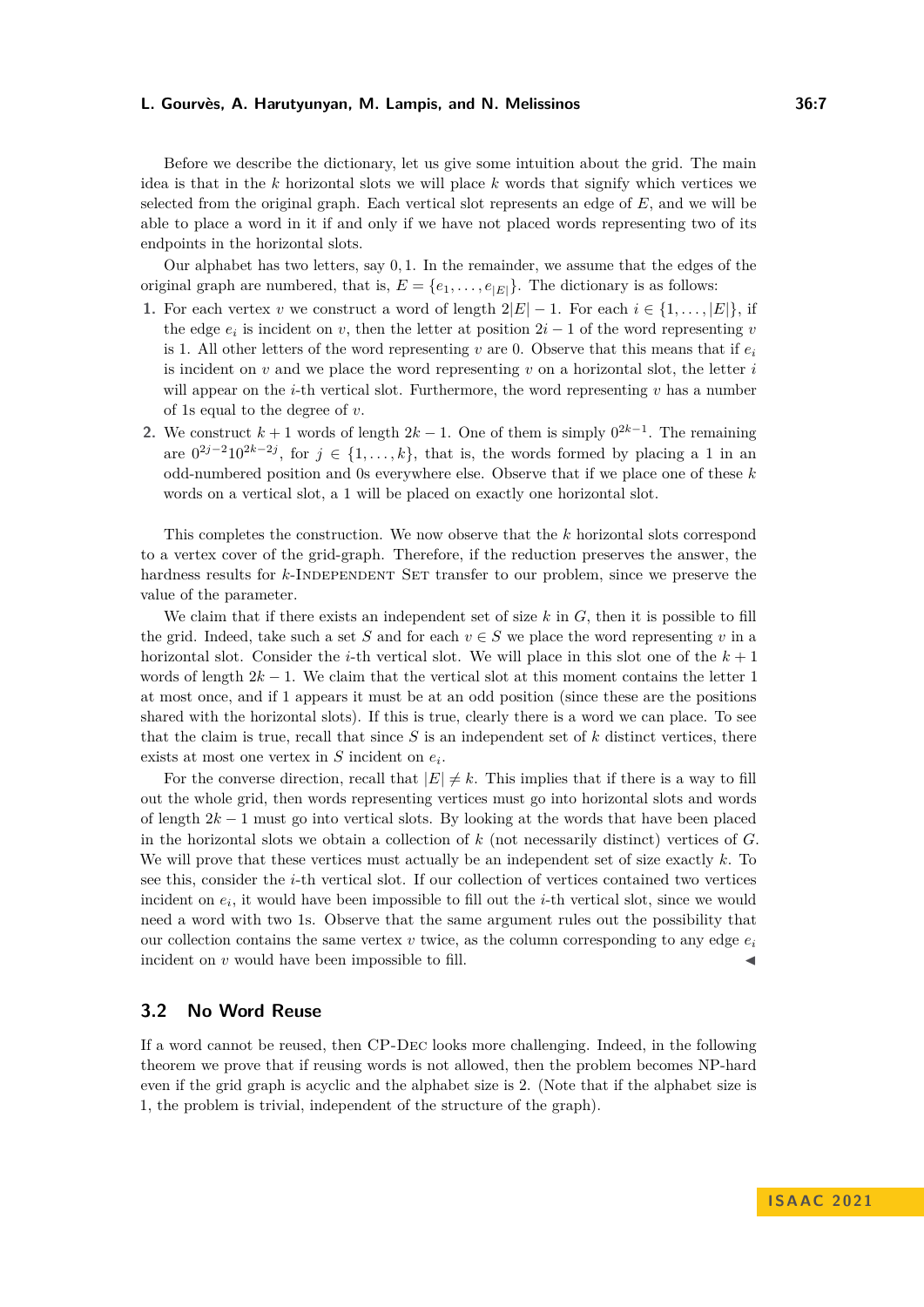Before we describe the dictionary, let us give some intuition about the grid. The main idea is that in the $k$ horizontal slots we will place $k$ words that signify which vertices we selected from the original graph. Each vertical slot represents an edge of $E$, and we will be able to place a word in it if and only if we have not placed words representing two of its endpoints in the horizontal slots.

Our alphabet has two letters, say $0, 1$. In the remainder, we assume that the edges of the original graph are numbered, that is, $E = \{e_1, \ldots, e_{|E|}\}$. The dictionary is as follows:

1. For each vertex $v$ we construct a word of length $2|E| - 1$. For each $i \in \{1, \ldots, |E|\}$, if the edge $e_i$ is incident on $v$, then the letter at position $2i - 1$ of the word representing $v$ is 1. All other letters of the word representing $v$ are 0. Observe that this means that if $e_i$ is incident on $v$ and we place the word representing $v$ on a horizontal slot, the letter $i$ will appear on the $i$-th vertical slot. Furthermore, the word representing $v$ has a number of 1s equal to the degree of $v$.
2. We construct $k + 1$ words of length $2k - 1$. One of them is simply $0^{2k-1}$. The remaining are $0^{2j-2}10^{2k-2j}$, for $j \in \{1, \ldots, k\}$, that is, the words formed by placing a 1 in an odd-numbered position and 0s everywhere else. Observe that if we place one of these $k$ words on a vertical slot, a 1 will be placed on exactly one horizontal slot.

This completes the construction. We now observe that the $k$ horizontal slots correspond to a vertex cover of the grid-graph. Therefore, if the reduction preserves the answer, the hardness results for $k$-Independent Set transfer to our problem, since we preserve the value of the parameter.

We claim that if there exists an independent set of size $k$ in $G$, then it is possible to fill the grid. Indeed, take such a set $S$ and for each $v \in S$ we place the word representing $v$ in a horizontal slot. Consider the $i$-th vertical slot. We will place in this slot one of the $k + 1$ words of length $2k - 1$. We claim that the vertical slot at this moment contains the letter 1 at most once, and if 1 appears it must be at an odd position (since these are the positions shared with the horizontal slots). If this is true, clearly there is a word we can place. To see that the claim is true, recall that since $S$ is an independent set of $k$ distinct vertices, there exists at most one vertex in $S$ incident on $e_i$.

For the converse direction, recall that $|E| \neq k$. This implies that if there is a way to fill out the whole grid, then words representing vertices must go into horizontal slots and words of length $2k - 1$ must go into vertical slots. By looking at the words that have been placed in the horizontal slots we obtain a collection of $k$ (not necessarily distinct) vertices of $G$. We will prove that these vertices must actually be an independent set of size exactly $k$. To see this, consider the $i$-th vertical slot. If our collection of vertices contained two vertices incident on $e_i$, it would have been impossible to fill out the $i$-th vertical slot, since we would need a word with two 1s. Observe that the same argument rules out the possibility that our collection contains the same vertex $v$ twice, as the column corresponding to any edge $e_i$ incident on $v$ would have been impossible to fill. ◀

## 3.2 No Word Reuse

If a word cannot be reused, then CP-Dec looks more challenging. Indeed, in the following theorem we prove that if reusing words is not allowed, then the problem becomes NP-hard even if the grid graph is acyclic and the alphabet size is 2. (Note that if the alphabet size is 1, the problem is trivial, independent of the structure of the graph).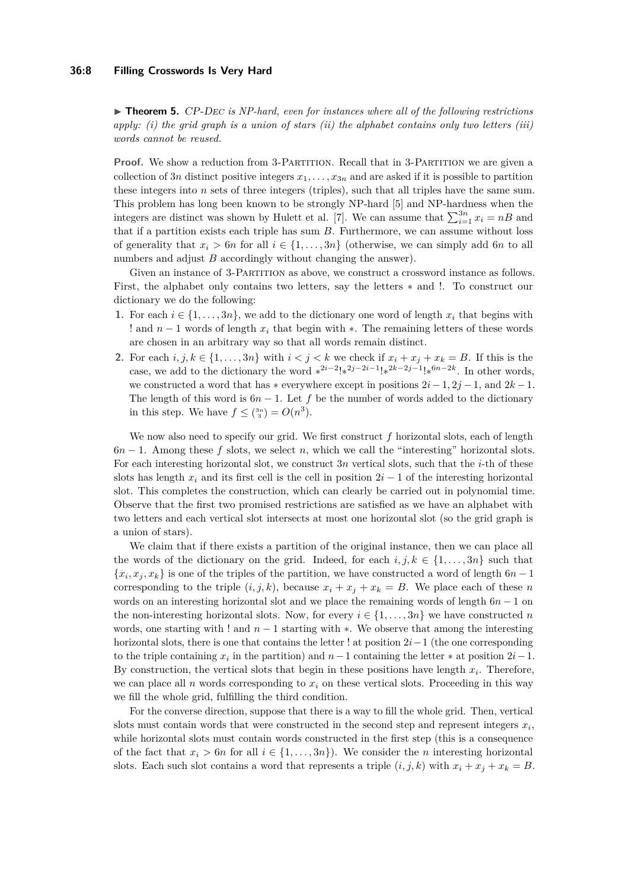▶ **Theorem 5.** *CP-Dec is NP-hard, even for instances where all of the following restrictions apply: (i) the grid graph is a union of stars (ii) the alphabet contains only two letters (iii) words cannot be reused.*

**Proof.** We show a reduction from 3-Partition. Recall that in 3-Partition we are given a collection of $3n$ distinct positive integers $x_1, \ldots, x_{3n}$ and are asked if it is possible to partition these integers into $n$ sets of three integers (triples), such that all triples have the same sum. This problem has long been known to be strongly NP-hard [5] and NP-hardness when the integers are distinct was shown by Hulett et al. [7]. We can assume that $\sum_{i=1}^{3n} x_i = nB$ and that if a partition exists each triple has sum $B$. Furthermore, we can assume without loss of generality that $x_i > 6n$ for all $i \in \{1, \ldots, 3n\}$ (otherwise, we can simply add $6n$ to all numbers and adjust $B$ accordingly without changing the answer).

Given an instance of 3-Partition as above, we construct a crossword instance as follows. First, the alphabet only contains two letters, say the letters $*$ and !. To construct our dictionary we do the following:

1. For each $i \in \{1, \ldots, 3n\}$, we add to the dictionary one word of length $x_i$ that begins with ! and $n-1$ words of length $x_i$ that begin with $*$. The remaining letters of these words are chosen in an arbitrary way so that all words remain distinct.
2. For each $i, j, k \in \{1, \ldots, 3n\}$ with $i < j < k$ we check if $x_i + x_j + x_k = B$. If this is the case, we add to the dictionary the word $*^{2i-2}!*^{2j-2i-1}!*^{2k-2j-1}!*^{6n-2k}$. In other words, we constructed a word that has $*$ everywhere except in positions $2i-1, 2j-1$, and $2k-1$. The length of this word is $6n-1$. Let $f$ be the number of words added to the dictionary in this step. We have $f \leq \binom{3n}{3} = O(n^3)$.

We now also need to specify our grid. We first construct $f$ horizontal slots, each of length $6n-1$. Among these $f$ slots, we select $n$, which we call the "interesting" horizontal slots. For each interesting horizontal slot, we construct $3n$ vertical slots, such that the $i$-th of these slots has length $x_i$ and its first cell is the cell in position $2i-1$ of the interesting horizontal slot. This completes the construction, which can clearly be carried out in polynomial time. Observe that the first two promised restrictions are satisfied as we have an alphabet with two letters and each vertical slot intersects at most one horizontal slot (so the grid graph is a union of stars).

We claim that if there exists a partition of the original instance, then we can place all the words of the dictionary on the grid. Indeed, for each $i, j, k \in \{1, \ldots, 3n\}$ such that $\{x_i, x_j, x_k\}$ is one of the triples of the partition, we have constructed a word of length $6n-1$ corresponding to the triple $(i, j, k)$, because $x_i + x_j + x_k = B$. We place each of these $n$ words on an interesting horizontal slot and we place the remaining words of length $6n-1$ on the non-interesting horizontal slots. Now, for every $i \in \{1, \ldots, 3n\}$ we have constructed $n$ words, one starting with ! and $n-1$ starting with $*$. We observe that among the interesting horizontal slots, there is one that contains the letter ! at position $2i-1$ (the one corresponding to the triple containing $x_i$ in the partition) and $n-1$ containing the letter $*$ at position $2i-1$. By construction, the vertical slots that begin in these positions have length $x_i$. Therefore, we can place all $n$ words corresponding to $x_i$ on these vertical slots. Proceeding in this way we fill the whole grid, fulfilling the third condition.

For the converse direction, suppose that there is a way to fill the whole grid. Then, vertical slots must contain words that were constructed in the second step and represent integers $x_i$, while horizontal slots must contain words constructed in the first step (this is a consequence of the fact that $x_i > 6n$ for all $i \in \{1, \ldots, 3n\}$). We consider the $n$ interesting horizontal slots. Each such slot contains a word that represents a triple $(i, j, k)$ with $x_i + x_j + x_k = B$.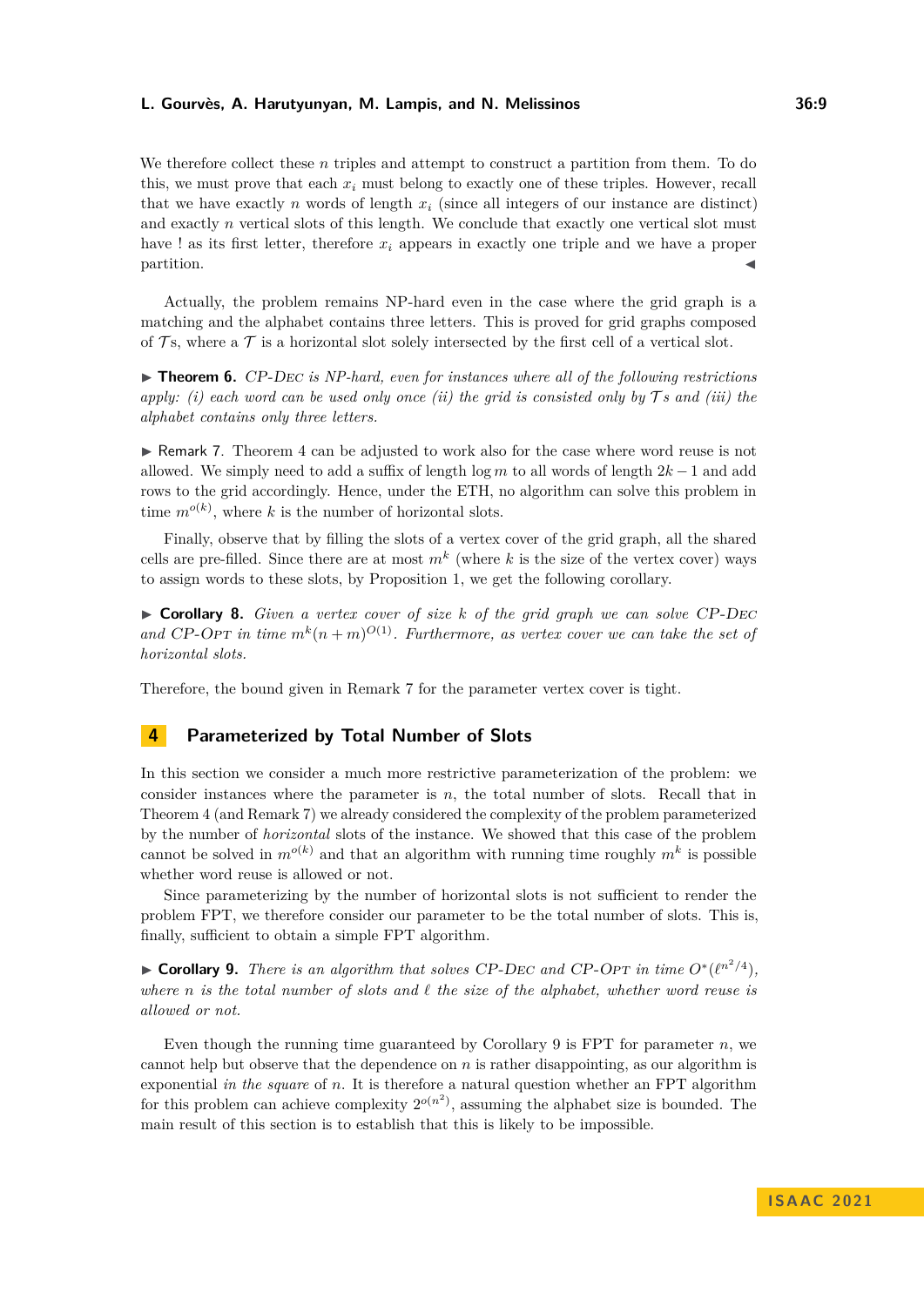We therefore collect these $n$ triples and attempt to construct a partition from them. To do this, we must prove that each $x_i$ must belong to exactly one of these triples. However, recall that we have exactly $n$ words of length $x_i$ (since all integers of our instance are distinct) and exactly $n$ vertical slots of this length. We conclude that exactly one vertical slot must have ! as its first letter, therefore $x_i$ appears in exactly one triple and we have a proper partition. ◀

Actually, the problem remains NP-hard even in the case where the grid graph is a matching and the alphabet contains three letters. This is proved for grid graphs composed of $\mathcal{T}$s, where a $\mathcal{T}$ is a horizontal slot solely intersected by the first cell of a vertical slot.

▶ **Theorem 6.** *CP-Dec is NP-hard, even for instances where all of the following restrictions apply: (i) each word can be used only once (ii) the grid is consisted only by $\mathcal{T}$s and (iii) the alphabet contains only three letters.*

▶ Remark 7. Theorem 4 can be adjusted to work also for the case where word reuse is not allowed. We simply need to add a suffix of length $\log m$ to all words of length $2k-1$ and add rows to the grid accordingly. Hence, under the ETH, no algorithm can solve this problem in time $m^{o(k)}$, where $k$ is the number of horizontal slots.

Finally, observe that by filling the slots of a vertex cover of the grid graph, all the shared cells are pre-filled. Since there are at most $m^k$ (where $k$ is the size of the vertex cover) ways to assign words to these slots, by Proposition 1, we get the following corollary.

▶ **Corollary 8.** *Given a vertex cover of size $k$ of the grid graph we can solve CP-Dec and CP-Opt in time $m^k(n+m)^{O(1)}$. Furthermore, as vertex cover we can take the set of horizontal slots.*

Therefore, the bound given in Remark 7 for the parameter vertex cover is tight.

## 4 Parameterized by Total Number of Slots

In this section we consider a much more restrictive parameterization of the problem: we consider instances where the parameter is $n$, the total number of slots. Recall that in Theorem 4 (and Remark 7) we already considered the complexity of the problem parameterized by the number of *horizontal* slots of the instance. We showed that this case of the problem cannot be solved in $m^{o(k)}$ and that an algorithm with running time roughly $m^k$ is possible whether word reuse is allowed or not.

Since parameterizing by the number of horizontal slots is not sufficient to render the problem FPT, we therefore consider our parameter to be the total number of slots. This is, finally, sufficient to obtain a simple FPT algorithm.

▶ **Corollary 9.** *There is an algorithm that solves CP-Dec and CP-Opt in time $O^*(\ell^{n^2/4})$, where $n$ is the total number of slots and $\ell$ the size of the alphabet, whether word reuse is allowed or not.*

Even though the running time guaranteed by Corollary 9 is FPT for parameter $n$, we cannot help but observe that the dependence on $n$ is rather disappointing, as our algorithm is exponential *in the square* of $n$. It is therefore a natural question whether an FPT algorithm for this problem can achieve complexity $2^{o(n^2)}$, assuming the alphabet size is bounded. The main result of this section is to establish that this is likely to be impossible.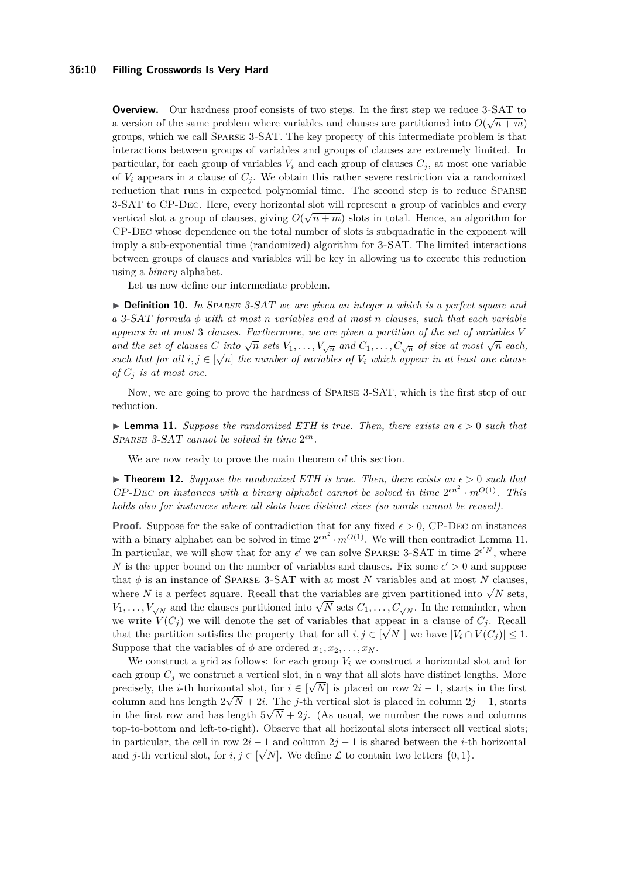**Overview.** Our hardness proof consists of two steps. In the first step we reduce 3-SAT to a version of the same problem where variables and clauses are partitioned into $O(\sqrt{n+m})$ groups, which we call Sparse 3-SAT. The key property of this intermediate problem is that interactions between groups of variables and groups of clauses are extremely limited. In particular, for each group of variables $V_i$ and each group of clauses $C_j$, at most one variable of $V_i$ appears in a clause of $C_j$. We obtain this rather severe restriction via a randomized reduction that runs in expected polynomial time. The second step is to reduce Sparse 3-SAT to CP-Dec. Here, every horizontal slot will represent a group of variables and every vertical slot a group of clauses, giving $O(\sqrt{n+m})$ slots in total. Hence, an algorithm for CP-Dec whose dependence on the total number of slots is subquadratic in the exponent will imply a sub-exponential time (randomized) algorithm for 3-SAT. The limited interactions between groups of clauses and variables will be key in allowing us to execute this reduction using a *binary* alphabet.

Let us now define our intermediate problem.

▶ **Definition 10.** *In Sparse 3-SAT we are given an integer $n$ which is a perfect square and a 3-SAT formula $\phi$ with at most $n$ variables and at most $n$ clauses, such that each variable appears in at most 3 clauses. Furthermore, we are given a partition of the set of variables $V$ and the set of clauses $C$ into $\sqrt{n}$ sets $V_1, \ldots, V_{\sqrt{n}}$ and $C_1, \ldots, C_{\sqrt{n}}$ of size at most $\sqrt{n}$ each, such that for all $i, j \in [\sqrt{n}]$ the number of variables of $V_i$ which appear in at least one clause of $C_j$ is at most one.*

Now, we are going to prove the hardness of Sparse 3-SAT, which is the first step of our reduction.

▶ **Lemma 11.** *Suppose the randomized ETH is true. Then, there exists an $\epsilon > 0$ such that Sparse 3-SAT cannot be solved in time $2^{\epsilon n}$.*

We are now ready to prove the main theorem of this section.

▶ **Theorem 12.** *Suppose the randomized ETH is true. Then, there exists an $\epsilon > 0$ such that CP-Dec on instances with a binary alphabet cannot be solved in time $2^{\epsilon n^2} \cdot m^{O(1)}$. This holds also for instances where all slots have distinct sizes (so words cannot be reused).*

**Proof.** Suppose for the sake of contradiction that for any fixed $\epsilon > 0$, CP-Dec on instances with a binary alphabet can be solved in time $2^{\epsilon n^2} \cdot m^{O(1)}$. We will then contradict Lemma 11. In particular, we will show that for any $\epsilon'$ we can solve Sparse 3-SAT in time $2^{\epsilon' N}$, where $N$ is the upper bound on the number of variables and clauses. Fix some $\epsilon' > 0$ and suppose that $\phi$ is an instance of Sparse 3-SAT with at most $N$ variables and at most $N$ clauses, where $N$ is a perfect square. Recall that the variables are given partitioned into $\sqrt{N}$ sets, $V_1, \ldots, V_{\sqrt{N}}$ and the clauses partitioned into $\sqrt{N}$ sets $C_1, \ldots, C_{\sqrt{N}}$. In the remainder, when we write $V(C_j)$ we will denote the set of variables that appear in a clause of $C_j$. Recall that the partition satisfies the property that for all $i, j \in [\sqrt{N}\,]$ we have $|V_i \cap V(C_j)| \leq 1$. Suppose that the variables of $\phi$ are ordered $x_1, x_2, \ldots, x_N$.

We construct a grid as follows: for each group $V_i$ we construct a horizontal slot and for each group $C_j$ we construct a vertical slot, in a way that all slots have distinct lengths. More precisely, the $i$-th horizontal slot, for $i \in [\sqrt{N}]$ is placed on row $2i-1$, starts in the first column and has length $2\sqrt{N} + 2i$. The $j$-th vertical slot is placed in column $2j-1$, starts in the first row and has length $5\sqrt{N} + 2j$. (As usual, we number the rows and columns top-to-bottom and left-to-right). Observe that all horizontal slots intersect all vertical slots; in particular, the cell in row $2i-1$ and column $2j-1$ is shared between the $i$-th horizontal and $j$-th vertical slot, for $i, j \in [\sqrt{N}]$. We define $\mathcal{L}$ to contain two letters $\{0, 1\}$.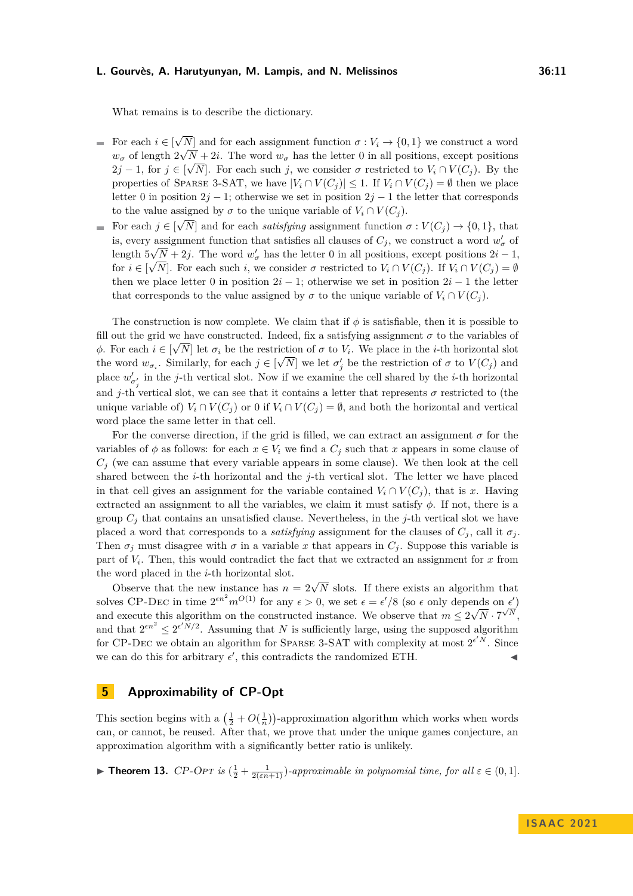What remains is to describe the dictionary.

- For each $i \in [\sqrt{N}]$ and for each assignment function $\sigma : V_i \to \{0,1\}$ we construct a word $w_\sigma$ of length $2\sqrt{N} + 2i$. The word $w_\sigma$ has the letter 0 in all positions, except positions $2j-1$, for $j \in [\sqrt{N}]$. For each such $j$, we consider $\sigma$ restricted to $V_i \cap V(C_j)$. By the properties of Sparse 3-SAT, we have $|V_i \cap V(C_j)| \leq 1$. If $V_i \cap V(C_j) = \emptyset$ then we place letter 0 in position $2j-1$; otherwise we set in position $2j-1$ the letter that corresponds to the value assigned by $\sigma$ to the unique variable of $V_i \cap V(C_j)$.
- For each $j \in [\sqrt{N}]$ and for each *satisfying* assignment function $\sigma : V(C_j) \to \{0,1\}$, that is, every assignment function that satisfies all clauses of $C_j$, we construct a word $w'_\sigma$ of length $5\sqrt{N} + 2j$. The word $w'_\sigma$ has the letter 0 in all positions, except positions $2i-1$, for $i \in [\sqrt{N}]$. For each such $i$, we consider $\sigma$ restricted to $V_i \cap V(C_j)$. If $V_i \cap V(C_j) = \emptyset$ then we place letter 0 in position $2i-1$; otherwise we set in position $2i-1$ the letter that corresponds to the value assigned by $\sigma$ to the unique variable of $V_i \cap V(C_j)$.

The construction is now complete. We claim that if $\phi$ is satisfiable, then it is possible to fill out the grid we have constructed. Indeed, fix a satisfying assignment $\sigma$ to the variables of $\phi$. For each $i \in [\sqrt{N}]$ let $\sigma_i$ be the restriction of $\sigma$ to $V_i$. We place in the $i$-th horizontal slot the word $w_{\sigma_i}$. Similarly, for each $j \in [\sqrt{N}]$ we let $\sigma'_j$ be the restriction of $\sigma$ to $V(C_j)$ and place $w'_{\sigma'_j}$ in the $j$-th vertical slot. Now if we examine the cell shared by the $i$-th horizontal and $j$-th vertical slot, we can see that it contains a letter that represents $\sigma$ restricted to (the unique variable of) $V_i \cap V(C_j)$ or 0 if $V_i \cap V(C_j) = \emptyset$, and both the horizontal and vertical word place the same letter in that cell.

For the converse direction, if the grid is filled, we can extract an assignment $\sigma$ for the variables of $\phi$ as follows: for each $x \in V_i$ we find a $C_j$ such that $x$ appears in some clause of $C_j$ (we can assume that every variable appears in some clause). We then look at the cell shared between the $i$-th horizontal and the $j$-th vertical slot. The letter we have placed in that cell gives an assignment for the variable contained $V_i \cap V(C_j)$, that is $x$. Having extracted an assignment to all the variables, we claim it must satisfy $\phi$. If not, there is a group $C_j$ that contains an unsatisfied clause. Nevertheless, in the $j$-th vertical slot we have placed a word that corresponds to a *satisfying* assignment for the clauses of $C_j$, call it $\sigma_j$. Then $\sigma_j$ must disagree with $\sigma$ in a variable $x$ that appears in $C_j$. Suppose this variable is part of $V_i$. Then, this would contradict the fact that we extracted an assignment for $x$ from the word placed in the $i$-th horizontal slot.

Observe that the new instance has $n = 2\sqrt{N}$ slots. If there exists an algorithm that solves CP-Dec in time $2^{\epsilon n^2} m^{O(1)}$ for any $\epsilon > 0$, we set $\epsilon = \epsilon'/8$ (so $\epsilon$ only depends on $\epsilon'$) and execute this algorithm on the constructed instance. We observe that $m \leq 2\sqrt{N} \cdot 7^{\sqrt{N}}$, and that $2^{\epsilon n^2} \leq 2^{\epsilon' N/2}$. Assuming that $N$ is sufficiently large, using the supposed algorithm for CP-Dec we obtain an algorithm for Sparse 3-SAT with complexity at most $2^{\epsilon' N}$. Since we can do this for arbitrary $\epsilon'$, this contradicts the randomized ETH. ◀

# 5 Approximability of CP-Opt

This section begins with a $\left(\frac{1}{2} + O(\frac{1}{n})\right)$-approximation algorithm which works when words can, or cannot, be reused. After that, we prove that under the unique games conjecture, an approximation algorithm with a significantly better ratio is unlikely.

▶ **Theorem 13.** *CP-Opt is $\left(\frac{1}{2} + \frac{1}{2(\varepsilon n+1)}\right)$-approximable in polynomial time, for all $\varepsilon \in (0,1]$.*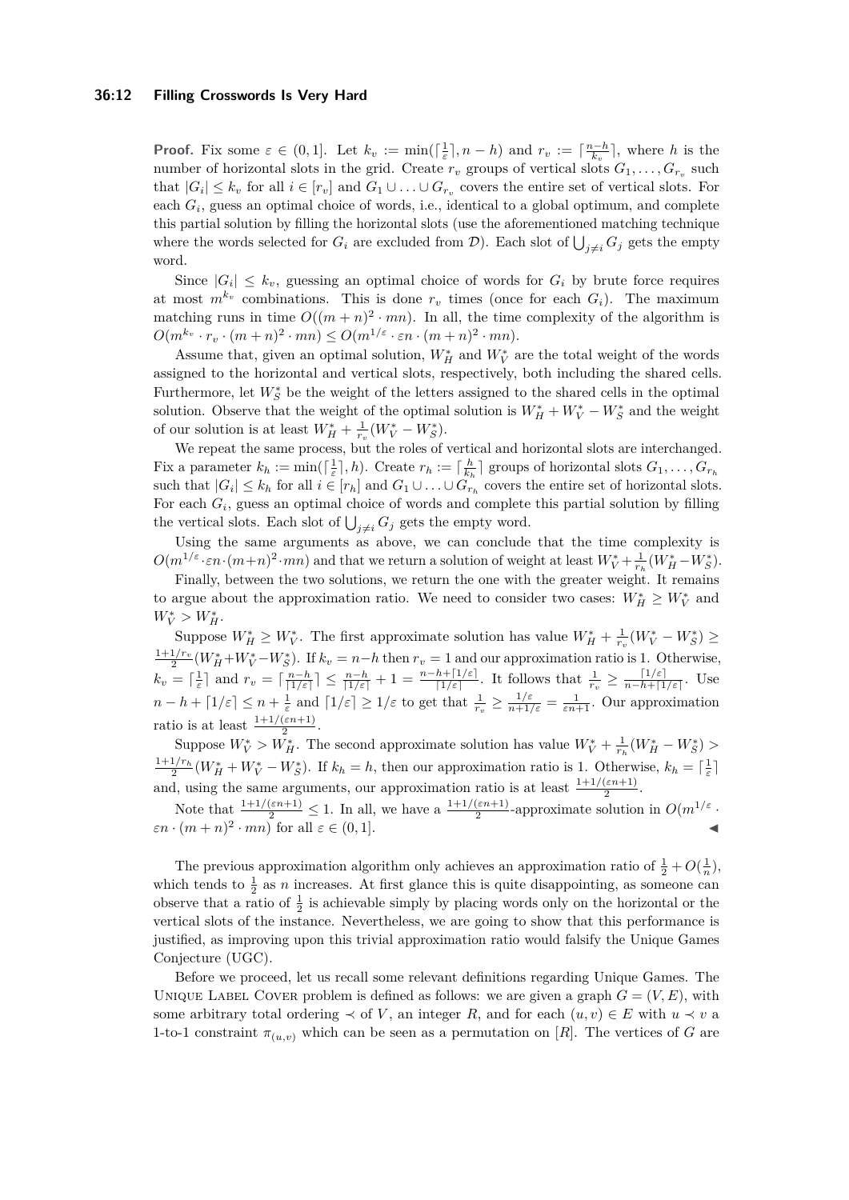**Proof.** Fix some $\varepsilon \in (0, 1]$. Let $k_v := \min(\lceil \frac{1}{\varepsilon} \rceil, n-h)$ and $r_v := \lceil \frac{n-h}{k_v} \rceil$, where $h$ is the number of horizontal slots in the grid. Create $r_v$ groups of vertical slots $G_1, \ldots, G_{r_v}$ such that $|G_i| \le k_v$ for all $i \in [r_v]$ and $G_1 \cup \ldots \cup G_{r_v}$ covers the entire set of vertical slots. For each $G_i$, guess an optimal choice of words, i.e., identical to a global optimum, and complete this partial solution by filling the horizontal slots (use the aforementioned matching technique where the words selected for $G_i$ are excluded from $\mathcal{D}$). Each slot of $\bigcup_{j \neq i} G_j$ gets the empty word.

Since $|G_i| \le k_v$, guessing an optimal choice of words for $G_i$ by brute force requires at most $m^{k_v}$ combinations. This is done $r_v$ times (once for each $G_i$). The maximum matching runs in time $O((m+n)^2 \cdot mn)$. In all, the time complexity of the algorithm is $O(m^{k_v} \cdot r_v \cdot (m+n)^2 \cdot mn) \le O(m^{1/\varepsilon} \cdot \varepsilon n \cdot (m+n)^2 \cdot mn)$.

Assume that, given an optimal solution, $W_H^*$ and $W_V^*$ are the total weight of the words assigned to the horizontal and vertical slots, respectively, both including the shared cells. Furthermore, let $W_S^*$ be the weight of the letters assigned to the shared cells in the optimal solution. Observe that the weight of the optimal solution is $W_H^* + W_V^* - W_S^*$ and the weight of our solution is at least $W_H^* + \frac{1}{r_v}(W_V^* - W_S^*)$.

We repeat the same process, but the roles of vertical and horizontal slots are interchanged. Fix a parameter $k_h := \min(\lceil \frac{1}{\varepsilon} \rceil, h)$. Create $r_h := \lceil \frac{h}{k_h} \rceil$ groups of horizontal slots $G_1, \ldots, G_{r_h}$ such that $|G_i| \le k_h$ for all $i \in [r_h]$ and $G_1 \cup \ldots \cup G_{r_h}$ covers the entire set of horizontal slots. For each $G_i$, guess an optimal choice of words and complete this partial solution by filling the vertical slots. Each slot of $\bigcup_{j \neq i} G_j$ gets the empty word.

Using the same arguments as above, we can conclude that the time complexity is $O(m^{1/\varepsilon} \cdot \varepsilon n \cdot (m+n)^2 \cdot mn)$ and that we return a solution of weight at least $W_V^* + \frac{1}{r_h}(W_H^* - W_S^*)$.

Finally, between the two solutions, we return the one with the greater weight. It remains to argue about the approximation ratio. We need to consider two cases: $W_H^* \ge W_V^*$ and $W_V^* > W_H^*$.

Suppose $W_H^* \ge W_V^*$. The first approximate solution has value $W_H^* + \frac{1}{r_v}(W_V^* - W_S^*) \ge \frac{1+1/r_v}{2}(W_H^* + W_V^* - W_S^*)$. If $k_v = n-h$ then $r_v = 1$ and our approximation ratio is 1. Otherwise, $k_v = \lceil \frac{1}{\varepsilon} \rceil$ and $r_v = \lceil \frac{n-h}{\lceil 1/\varepsilon \rceil} \rceil \le \frac{n-h}{\lceil 1/\varepsilon \rceil} + 1 = \frac{n-h+\lceil 1/\varepsilon \rceil}{\lceil 1/\varepsilon \rceil}$. It follows that $\frac{1}{r_v} \ge \frac{\lceil 1/\varepsilon \rceil}{n-h+\lceil 1/\varepsilon \rceil}$. Use $n - h + \lceil 1/\varepsilon \rceil \le n + \frac{1}{\varepsilon}$ and $\lceil 1/\varepsilon \rceil \ge 1/\varepsilon$ to get that $\frac{1}{r_v} \ge \frac{1/\varepsilon}{n+1/\varepsilon} = \frac{1}{\varepsilon n+1}$. Our approximation ratio is at least $\frac{1+1/(\varepsilon n+1)}{2}$.

Suppose $W_V^* > W_H^*$. The second approximate solution has value $W_V^* + \frac{1}{r_h}(W_H^* - W_S^*) > \frac{1+1/r_h}{2}(W_H^* + W_V^* - W_S^*)$. If $k_h = h$, then our approximation ratio is 1. Otherwise, $k_h = \lceil \frac{1}{\varepsilon} \rceil$ and, using the same arguments, our approximation ratio is at least $\frac{1+1/(\varepsilon n+1)}{2}$.

Note that $\frac{1+1/(\varepsilon n+1)}{2} \le 1$. In all, we have a $\frac{1+1/(\varepsilon n+1)}{2}$-approximate solution in $O(m^{1/\varepsilon} \cdot \varepsilon n \cdot (m+n)^2 \cdot mn)$ for all $\varepsilon \in (0, 1]$. ◀

The previous approximation algorithm only achieves an approximation ratio of $\frac{1}{2} + O(\frac{1}{n})$, which tends to $\frac{1}{2}$ as $n$ increases. At first glance this is quite disappointing, as someone can observe that a ratio of $\frac{1}{2}$ is achievable simply by placing words only on the horizontal or the vertical slots of the instance. Nevertheless, we are going to show that this performance is justified, as improving upon this trivial approximation ratio would falsify the Unique Games Conjecture (UGC).

Before we proceed, let us recall some relevant definitions regarding Unique Games. The Unique Label Cover problem is defined as follows: we are given a graph $G = (V, E)$, with some arbitrary total ordering $\prec$ of $V$, an integer $R$, and for each $(u, v) \in E$ with $u \prec v$ a 1-to-1 constraint $\pi_{(u,v)}$ which can be seen as a permutation on $[R]$. The vertices of $G$ are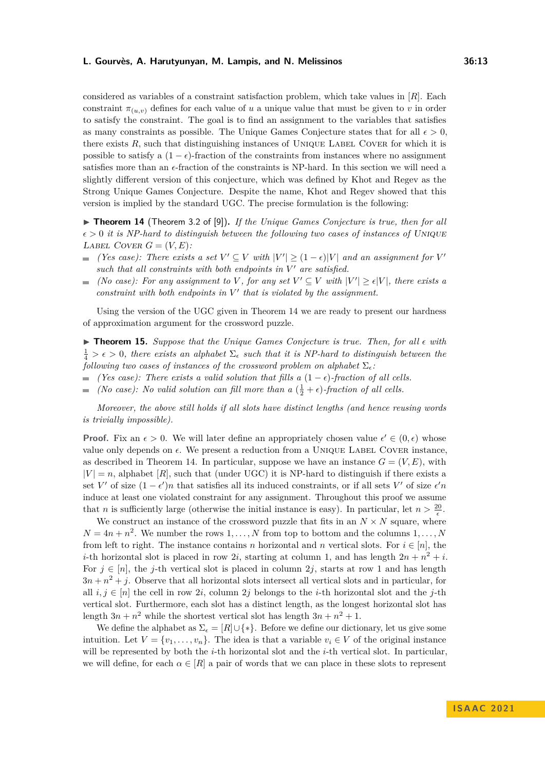considered as variables of a constraint satisfaction problem, which take values in $[R]$. Each constraint $\pi_{(u,v)}$ defines for each value of $u$ a unique value that must be given to $v$ in order to satisfy the constraint. The goal is to find an assignment to the variables that satisfies as many constraints as possible. The Unique Games Conjecture states that for all $\epsilon > 0$, there exists $R$, such that distinguishing instances of Unique Label Cover for which it is possible to satisfy a $(1-\epsilon)$-fraction of the constraints from instances where no assignment satisfies more than an $\epsilon$-fraction of the constraints is NP-hard. In this section we will need a slightly different version of this conjecture, which was defined by Khot and Regev as the Strong Unique Games Conjecture. Despite the name, Khot and Regev showed that this version is implied by the standard UGC. The precise formulation is the following:

▶ **Theorem 14** (Theorem 3.2 of [9]). *If the Unique Games Conjecture is true, then for all $\epsilon > 0$ it is NP-hard to distinguish between the following two cases of instances of Unique Label Cover $G = (V, E)$:*

- *(Yes case): There exists a set $V' \subseteq V$ with $|V'| \geq (1-\epsilon)|V|$ and an assignment for $V'$ such that all constraints with both endpoints in $V'$ are satisfied.*
- *(No case): For any assignment to $V$, for any set $V' \subseteq V$ with $|V'| \geq \epsilon|V|$, there exists a constraint with both endpoints in $V'$ that is violated by the assignment.*

Using the version of the UGC given in Theorem 14 we are ready to present our hardness of approximation argument for the crossword puzzle.

▶ **Theorem 15.** *Suppose that the Unique Games Conjecture is true. Then, for all $\epsilon$ with $\frac{1}{4} > \epsilon > 0$, there exists an alphabet $\Sigma_\epsilon$ such that it is NP-hard to distinguish between the following two cases of instances of the crossword problem on alphabet $\Sigma_\epsilon$:*

- *(Yes case): There exists a valid solution that fills a $(1-\epsilon)$-fraction of all cells.*
- *(No case): No valid solution can fill more than a $(\frac{1}{2}+\epsilon)$-fraction of all cells.*

*Moreover, the above still holds if all slots have distinct lengths (and hence reusing words is trivially impossible).*

**Proof.** Fix an $\epsilon > 0$. We will later define an appropriately chosen value $\epsilon' \in (0, \epsilon)$ whose value only depends on $\epsilon$. We present a reduction from a Unique Label Cover instance, as described in Theorem 14. In particular, suppose we have an instance $G = (V, E)$, with $|V| = n$, alphabet $[R]$, such that (under UGC) it is NP-hard to distinguish if there exists a set $V'$ of size $(1-\epsilon')n$ that satisfies all its induced constraints, or if all sets $V'$ of size $\epsilon' n$ induce at least one violated constraint for any assignment. Throughout this proof we assume that $n$ is sufficiently large (otherwise the initial instance is easy). In particular, let $n > \frac{20}{\epsilon}$.

We construct an instance of the crossword puzzle that fits in an $N \times N$ square, where $N = 4n + n^2$. We number the rows $1, \ldots, N$ from top to bottom and the columns $1, \ldots, N$ from left to right. The instance contains $n$ horizontal and $n$ vertical slots. For $i \in [n]$, the $i$-th horizontal slot is placed in row $2i$, starting at column 1, and has length $2n + n^2 + i$. For $j \in [n]$, the $j$-th vertical slot is placed in column $2j$, starts at row 1 and has length $3n + n^2 + j$. Observe that all horizontal slots intersect all vertical slots and in particular, for all $i, j \in [n]$ the cell in row $2i$, column $2j$ belongs to the $i$-th horizontal slot and the $j$-th vertical slot. Furthermore, each slot has a distinct length, as the longest horizontal slot has length $3n + n^2$ while the shortest vertical slot has length $3n + n^2 + 1$.

We define the alphabet as $\Sigma_\epsilon = [R] \cup \{*\}$. Before we define our dictionary, let us give some intuition. Let $V = \{v_1, \ldots, v_n\}$. The idea is that a variable $v_i \in V$ of the original instance will be represented by both the $i$-th horizontal slot and the $i$-th vertical slot. In particular, we will define, for each $\alpha \in [R]$ a pair of words that we can place in these slots to represent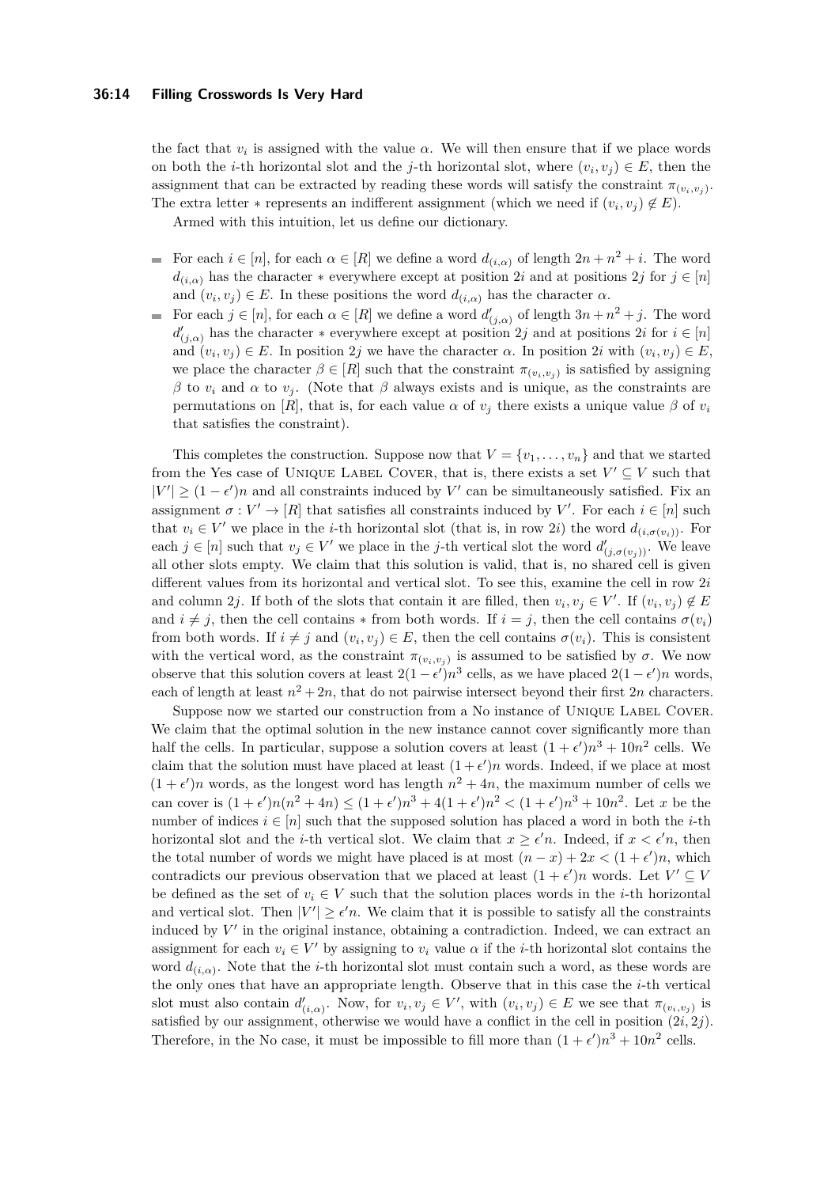the fact that $v_i$ is assigned with the value $\alpha$. We will then ensure that if we place words on both the $i$-th horizontal slot and the $j$-th horizontal slot, where $(v_i, v_j) \in E$, then the assignment that can be extracted by reading these words will satisfy the constraint $\pi_{(v_i,v_j)}$. The extra letter $*$ represents an indifferent assignment (which we need if $(v_i, v_j) \notin E$).

Armed with this intuition, let us define our dictionary.

- For each $i \in [n]$, for each $\alpha \in [R]$ we define a word $d_{(i,\alpha)}$ of length $2n + n^2 + i$. The word $d_{(i,\alpha)}$ has the character $*$ everywhere except at position $2i$ and at positions $2j$ for $j \in [n]$ and $(v_i, v_j) \in E$. In these positions the word $d_{(i,\alpha)}$ has the character $\alpha$.
- For each $j \in [n]$, for each $\alpha \in [R]$ we define a word $d'_{(j,\alpha)}$ of length $3n + n^2 + j$. The word $d'_{(j,\alpha)}$ has the character $*$ everywhere except at position $2j$ and at positions $2i$ for $i \in [n]$ and $(v_i, v_j) \in E$. In position $2j$ we have the character $\alpha$. In position $2i$ with $(v_i, v_j) \in E$, we place the character $\beta \in [R]$ such that the constraint $\pi_{(v_i,v_j)}$ is satisfied by assigning $\beta$ to $v_i$ and $\alpha$ to $v_j$. (Note that $\beta$ always exists and is unique, as the constraints are permutations on $[R]$, that is, for each value $\alpha$ of $v_j$ there exists a unique value $\beta$ of $v_i$ that satisfies the constraint).

This completes the construction. Suppose now that $V = \{v_1, \ldots, v_n\}$ and that we started from the Yes case of Unique Label Cover, that is, there exists a set $V' \subseteq V$ such that $|V'| \geq (1 - \epsilon')n$ and all constraints induced by $V'$ can be simultaneously satisfied. Fix an assignment $\sigma : V' \to [R]$ that satisfies all constraints induced by $V'$. For each $i \in [n]$ such that $v_i \in V'$ we place in the $i$-th horizontal slot (that is, in row $2i$) the word $d_{(i,\sigma(v_i))}$. For each $j \in [n]$ such that $v_j \in V'$ we place in the $j$-th vertical slot the word $d'_{(j,\sigma(v_j))}$. We leave all other slots empty. We claim that this solution is valid, that is, no shared cell is given different values from its horizontal and vertical slot. To see this, examine the cell in row $2i$ and column $2j$. If both of the slots that contain it are filled, then $v_i, v_j \in V'$. If $(v_i, v_j) \notin E$ and $i \neq j$, then the cell contains $*$ from both words. If $i = j$, then the cell contains $\sigma(v_i)$ from both words. If $i \neq j$ and $(v_i, v_j) \in E$, then the cell contains $\sigma(v_i)$. This is consistent with the vertical word, as the constraint $\pi_{(v_i,v_j)}$ is assumed to be satisfied by $\sigma$. We now observe that this solution covers at least $2(1 - \epsilon')n^3$ cells, as we have placed $2(1 - \epsilon')n$ words, each of length at least $n^2 + 2n$, that do not pairwise intersect beyond their first $2n$ characters.

Suppose now we started our construction from a No instance of Unique Label Cover. We claim that the optimal solution in the new instance cannot cover significantly more than half the cells. In particular, suppose a solution covers at least $(1 + \epsilon')n^3 + 10n^2$ cells. We claim that the solution must have placed at least $(1 + \epsilon')n$ words. Indeed, if we place at most $(1 + \epsilon')n$ words, as the longest word has length $n^2 + 4n$, the maximum number of cells we can cover is $(1 + \epsilon')n(n^2 + 4n) \leq (1 + \epsilon')n^3 + 4(1 + \epsilon')n^2 < (1 + \epsilon')n^3 + 10n^2$. Let $x$ be the number of indices $i \in [n]$ such that the supposed solution has placed a word in both the $i$-th horizontal slot and the $i$-th vertical slot. We claim that $x \geq \epsilon' n$. Indeed, if $x < \epsilon' n$, then the total number of words we might have placed is at most $(n - x) + 2x < (1 + \epsilon')n$, which contradicts our previous observation that we placed at least $(1 + \epsilon')n$ words. Let $V' \subseteq V$ be defined as the set of $v_i \in V$ such that the solution places words in the $i$-th horizontal and vertical slot. Then $|V'| \geq \epsilon' n$. We claim that it is possible to satisfy all the constraints induced by $V'$ in the original instance, obtaining a contradiction. Indeed, we can extract an assignment for each $v_i \in V'$ by assigning to $v_i$ value $\alpha$ if the $i$-th horizontal slot contains the word $d_{(i,\alpha)}$. Note that the $i$-th horizontal slot must contain such a word, as these words are the only ones that have an appropriate length. Observe that in this case the $i$-th vertical slot must also contain $d'_{(i,\alpha)}$. Now, for $v_i, v_j \in V'$, with $(v_i, v_j) \in E$ we see that $\pi_{(v_i,v_j)}$ is satisfied by our assignment, otherwise we would have a conflict in the cell in position $(2i, 2j)$. Therefore, in the No case, it must be impossible to fill more than $(1 + \epsilon')n^3 + 10n^2$ cells.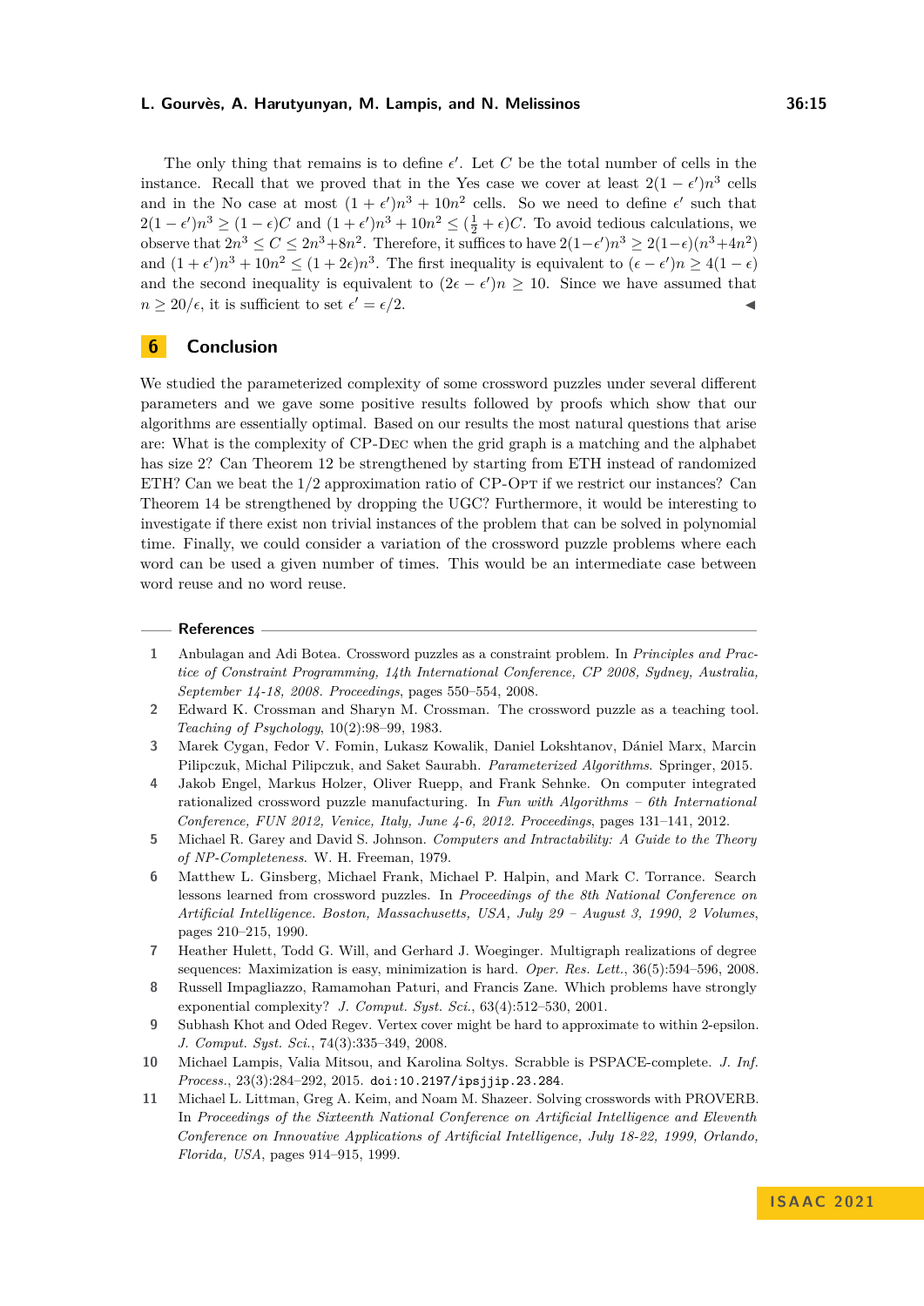The only thing that remains is to define $\epsilon'$. Let $C$ be the total number of cells in the instance. Recall that we proved that in the Yes case we cover at least $2(1-\epsilon')n^3$ cells and in the No case at most $(1+\epsilon')n^3 + 10n^2$ cells. So we need to define $\epsilon'$ such that $2(1-\epsilon')n^3 \geq (1-\epsilon)C$ and $(1+\epsilon')n^3 + 10n^2 \leq (\frac{1}{2}+\epsilon)C$. To avoid tedious calculations, we observe that $2n^3 \leq C \leq 2n^3+8n^2$. Therefore, it suffices to have $2(1-\epsilon')n^3 \geq 2(1-\epsilon)(n^3+4n^2)$ and $(1+\epsilon')n^3 + 10n^2 \leq (1+2\epsilon)n^3$. The first inequality is equivalent to $(\epsilon-\epsilon')n \geq 4(1-\epsilon)$ and the second inequality is equivalent to $(2\epsilon-\epsilon')n \geq 10$. Since we have assumed that $n \geq 20/\epsilon$, it is sufficient to set $\epsilon' = \epsilon/2$. ◀

## 6 Conclusion

We studied the parameterized complexity of some crossword puzzles under several different parameters and we gave some positive results followed by proofs which show that our algorithms are essentially optimal. Based on our results the most natural questions that arise are: What is the complexity of CP-Dec when the grid graph is a matching and the alphabet has size 2? Can Theorem 12 be strengthened by starting from ETH instead of randomized ETH? Can we beat the 1/2 approximation ratio of CP-Opt if we restrict our instances? Can Theorem 14 be strengthened by dropping the UGC? Furthermore, it would be interesting to investigate if there exist non trivial instances of the problem that can be solved in polynomial time. Finally, we could consider a variation of the crossword puzzle problems where each word can be used a given number of times. This would be an intermediate case between word reuse and no word reuse.

## References

1. Anbulagan and Adi Botea. Crossword puzzles as a constraint problem. In *Principles and Practice of Constraint Programming, 14th International Conference, CP 2008, Sydney, Australia, September 14-18, 2008. Proceedings*, pages 550–554, 2008.
2. Edward K. Crossman and Sharyn M. Crossman. The crossword puzzle as a teaching tool. *Teaching of Psychology*, 10(2):98–99, 1983.
3. Marek Cygan, Fedor V. Fomin, Lukasz Kowalik, Daniel Lokshtanov, Dániel Marx, Marcin Pilipczuk, Michal Pilipczuk, and Saket Saurabh. *Parameterized Algorithms*. Springer, 2015.
4. Jakob Engel, Markus Holzer, Oliver Ruepp, and Frank Sehnke. On computer integrated rationalized crossword puzzle manufacturing. In *Fun with Algorithms – 6th International Conference, FUN 2012, Venice, Italy, June 4-6, 2012. Proceedings*, pages 131–141, 2012.
5. Michael R. Garey and David S. Johnson. *Computers and Intractability: A Guide to the Theory of NP-Completeness*. W. H. Freeman, 1979.
6. Matthew L. Ginsberg, Michael Frank, Michael P. Halpin, and Mark C. Torrance. Search lessons learned from crossword puzzles. In *Proceedings of the 8th National Conference on Artificial Intelligence. Boston, Massachusetts, USA, July 29 – August 3, 1990, 2 Volumes*, pages 210–215, 1990.
7. Heather Hulett, Todd G. Will, and Gerhard J. Woeginger. Multigraph realizations of degree sequences: Maximization is easy, minimization is hard. *Oper. Res. Lett.*, 36(5):594–596, 2008.
8. Russell Impagliazzo, Ramamohan Paturi, and Francis Zane. Which problems have strongly exponential complexity? *J. Comput. Syst. Sci.*, 63(4):512–530, 2001.
9. Subhash Khot and Oded Regev. Vertex cover might be hard to approximate to within 2-epsilon. *J. Comput. Syst. Sci.*, 74(3):335–349, 2008.
10. Michael Lampis, Valia Mitsou, and Karolina Soltys. Scrabble is PSPACE-complete. *J. Inf. Process.*, 23(3):284–292, 2015. doi:10.2197/ipsjjip.23.284.
11. Michael L. Littman, Greg A. Keim, and Noam M. Shazeer. Solving crosswords with PROVERB. In *Proceedings of the Sixteenth National Conference on Artificial Intelligence and Eleventh Conference on Innovative Applications of Artificial Intelligence, July 18-22, 1999, Orlando, Florida, USA*, pages 914–915, 1999.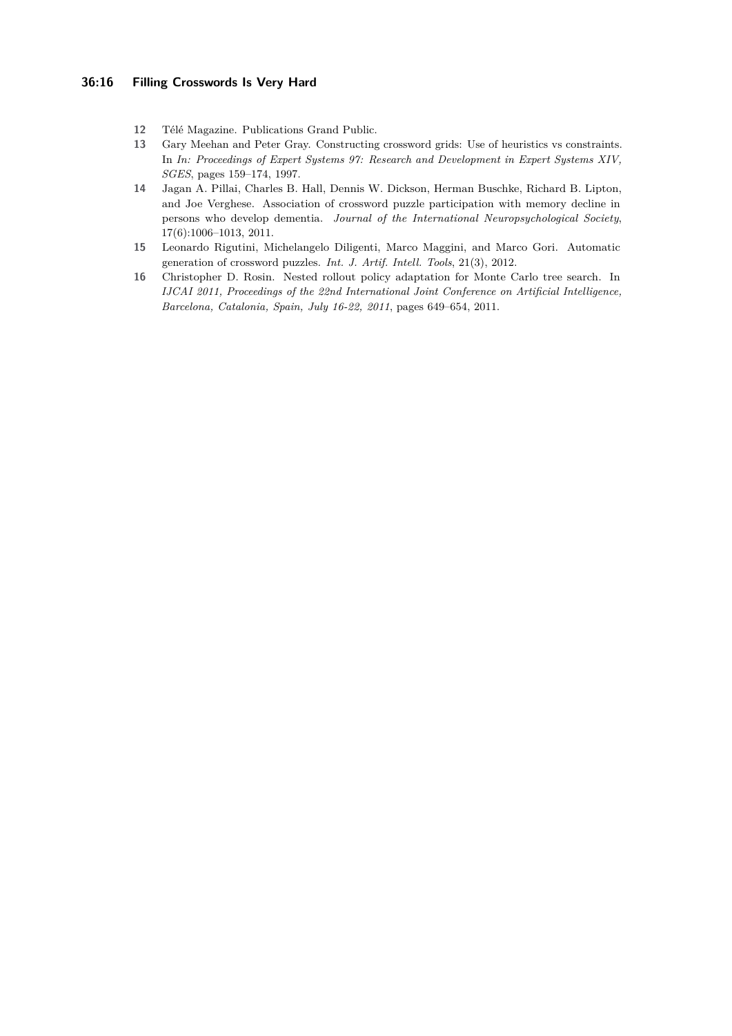12 Télé Magazine. Publications Grand Public.

13 Gary Meehan and Peter Gray. Constructing crossword grids: Use of heuristics vs constraints. In *In: Proceedings of Expert Systems 97: Research and Development in Expert Systems XIV, SGES*, pages 159–174, 1997.

14 Jagan A. Pillai, Charles B. Hall, Dennis W. Dickson, Herman Buschke, Richard B. Lipton, and Joe Verghese. Association of crossword puzzle participation with memory decline in persons who develop dementia. *Journal of the International Neuropsychological Society*, 17(6):1006–1013, 2011.

15 Leonardo Rigutini, Michelangelo Diligenti, Marco Maggini, and Marco Gori. Automatic generation of crossword puzzles. *Int. J. Artif. Intell. Tools*, 21(3), 2012.

16 Christopher D. Rosin. Nested rollout policy adaptation for Monte Carlo tree search. In *IJCAI 2011, Proceedings of the 22nd International Joint Conference on Artificial Intelligence, Barcelona, Catalonia, Spain, July 16-22, 2011*, pages 649–654, 2011.